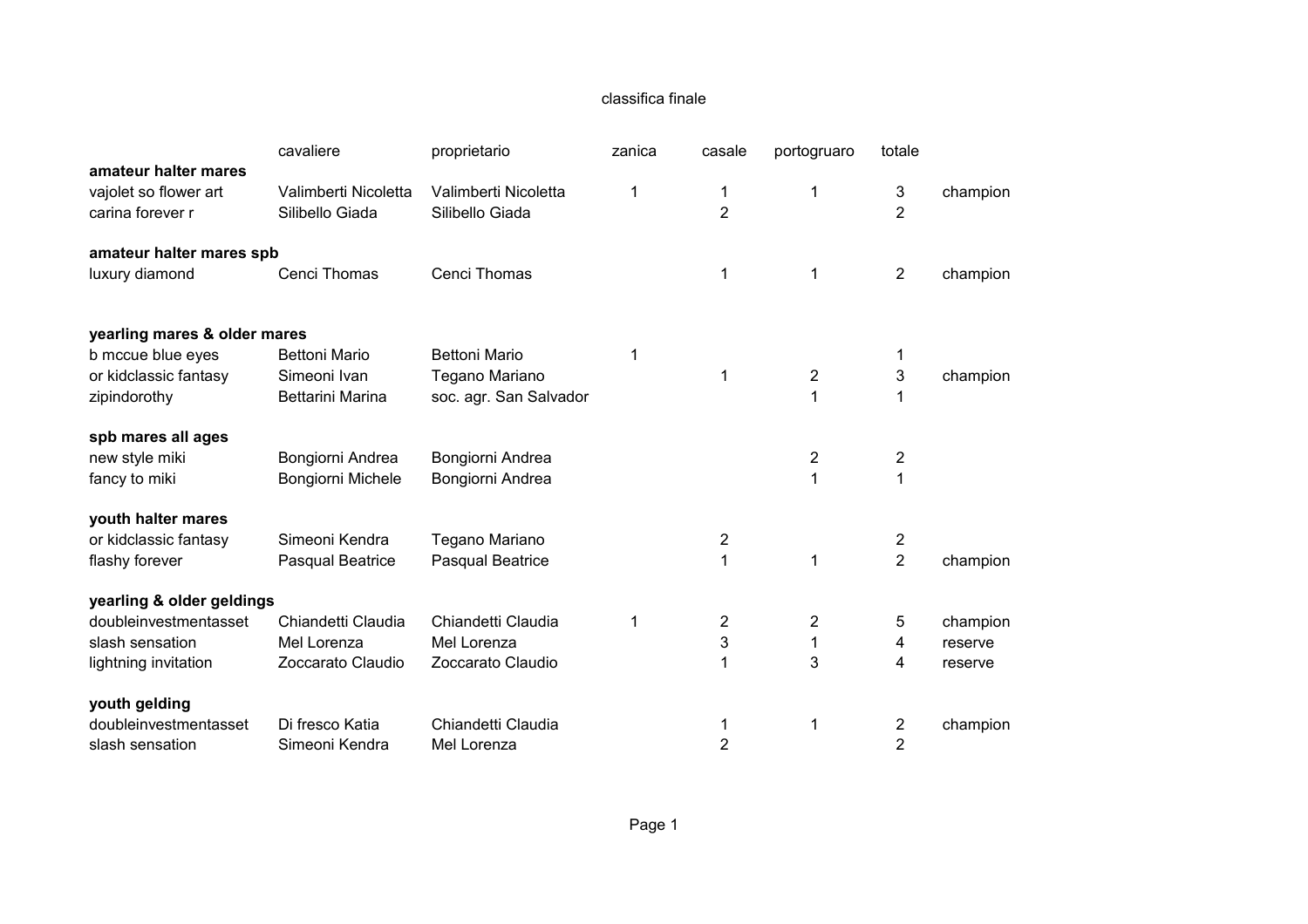classifica finale

| | cavaliere | proprietario | zanica | casale | portogruaro | totale | |
|---|---|---|---|---|---|---|---|
| **amateur halter mares** | | | | | | | |
| vajolet so flower art | Valimberti Nicoletta | Valimberti Nicoletta | 1 | 1 | 1 | 3 | champion |
| carina forever r | Silibello Giada | Silibello Giada | | 2 | | 2 | |
| | | | | | | | |
| **amateur halter mares spb** | | | | | | | |
| luxury diamond | Cenci Thomas | Cenci Thomas | | 1 | 1 | 2 | champion |
| | | | | | | | |
| **yearling mares & older mares** | | | | | | | |
| b mccue blue eyes | Bettoni Mario | Bettoni Mario | 1 | | | 1 | |
| or kidclassic fantasy | Simeoni Ivan | Tegano Mariano | | 1 | 2 | 3 | champion |
| zipindorothy | Bettarini Marina | soc. agr. San Salvador | | | 1 | 1 | |
| | | | | | | | |
| **spb mares all ages** | | | | | | | |
| new style miki | Bongiorni Andrea | Bongiorni Andrea | | | 2 | 2 | |
| fancy to miki | Bongiorni Michele | Bongiorni Andrea | | | 1 | 1 | |
| | | | | | | | |
| **youth halter mares** | | | | | | | |
| or kidclassic fantasy | Simeoni Kendra | Tegano Mariano | | 2 | | 2 | |
| flashy forever | Pasqual Beatrice | Pasqual Beatrice | | 1 | 1 | 2 | champion |
| | | | | | | | |
| **yearling & older geldings** | | | | | | | |
| doubleinvestmentasset | Chiandetti Claudia | Chiandetti Claudia | 1 | 2 | 2 | 5 | champion |
| slash sensation | Mel Lorenza | Mel Lorenza | | 3 | 1 | 4 | reserve |
| lightning invitation | Zoccarato Claudio | Zoccarato Claudio | | 1 | 3 | 4 | reserve |
| | | | | | | | |
| **youth gelding** | | | | | | | |
| doubleinvestmentasset | Di fresco Katia | Chiandetti Claudia | | 1 | 1 | 2 | champion |
| slash sensation | Simeoni Kendra | Mel Lorenza | | 2 | | 2 | |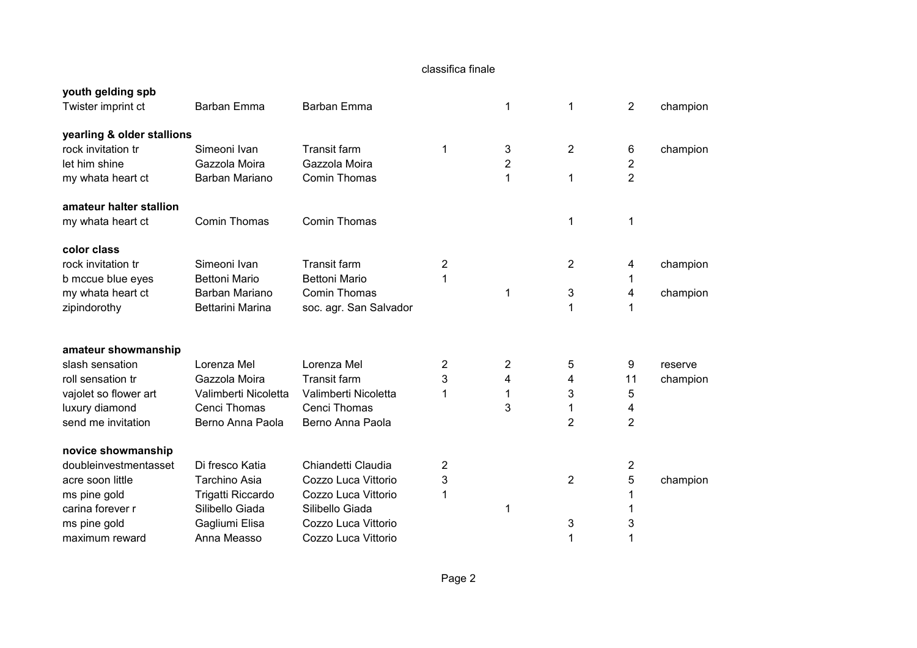classifica finale

| | | | | | | | |
|---|---|---|---|---|---|---|---|
| **youth gelding spb** | | | | | | | |
| Twister imprint ct | Barban Emma | Barban Emma | | 1 | 1 | 2 | champion |
| **yearling & older stallions** | | | | | | | |
| rock invitation tr | Simeoni Ivan | Transit farm | 1 | 3 | 2 | 6 | champion |
| let him shine | Gazzola Moira | Gazzola Moira | | 2 | | 2 | |
| my whata heart ct | Barban Mariano | Comin Thomas | | 1 | 1 | 2 | |
| **amateur halter stallion** | | | | | | | |
| my whata heart ct | Comin Thomas | Comin Thomas | | | 1 | 1 | |
| **color class** | | | | | | | |
| rock invitation tr | Simeoni Ivan | Transit farm | 2 | | 2 | 4 | champion |
| b mccue blue eyes | Bettoni Mario | Bettoni Mario | 1 | | | 1 | |
| my whata heart ct | Barban Mariano | Comin Thomas | | 1 | 3 | 4 | champion |
| zipindorothy | Bettarini Marina | soc. agr. San Salvador | | | 1 | 1 | |
| **amateur showmanship** | | | | | | | |
| slash sensation | Lorenza Mel | Lorenza Mel | 2 | 2 | 5 | 9 | reserve |
| roll sensation tr | Gazzola Moira | Transit farm | 3 | 4 | 4 | 11 | champion |
| vajolet so flower art | Valimberti Nicoletta | Valimberti Nicoletta | 1 | 1 | 3 | 5 | |
| luxury diamond | Cenci Thomas | Cenci Thomas | | 3 | 1 | 4 | |
| send me invitation | Berno Anna Paola | Berno Anna Paola | | | 2 | 2 | |
| **novice showmanship** | | | | | | | |
| doubleinvestmentasset | Di fresco Katia | Chiandetti Claudia | 2 | | | 2 | |
| acre soon little | Tarchino Asia | Cozzo Luca Vittorio | 3 | | 2 | 5 | champion |
| ms pine gold | Trigatti Riccardo | Cozzo Luca Vittorio | 1 | | | 1 | |
| carina forever r | Silibello Giada | Silibello Giada | | 1 | | 1 | |
| ms pine gold | Gagliumi Elisa | Cozzo Luca Vittorio | | | 3 | 3 | |
| maximum reward | Anna Measso | Cozzo Luca Vittorio | | | 1 | 1 | |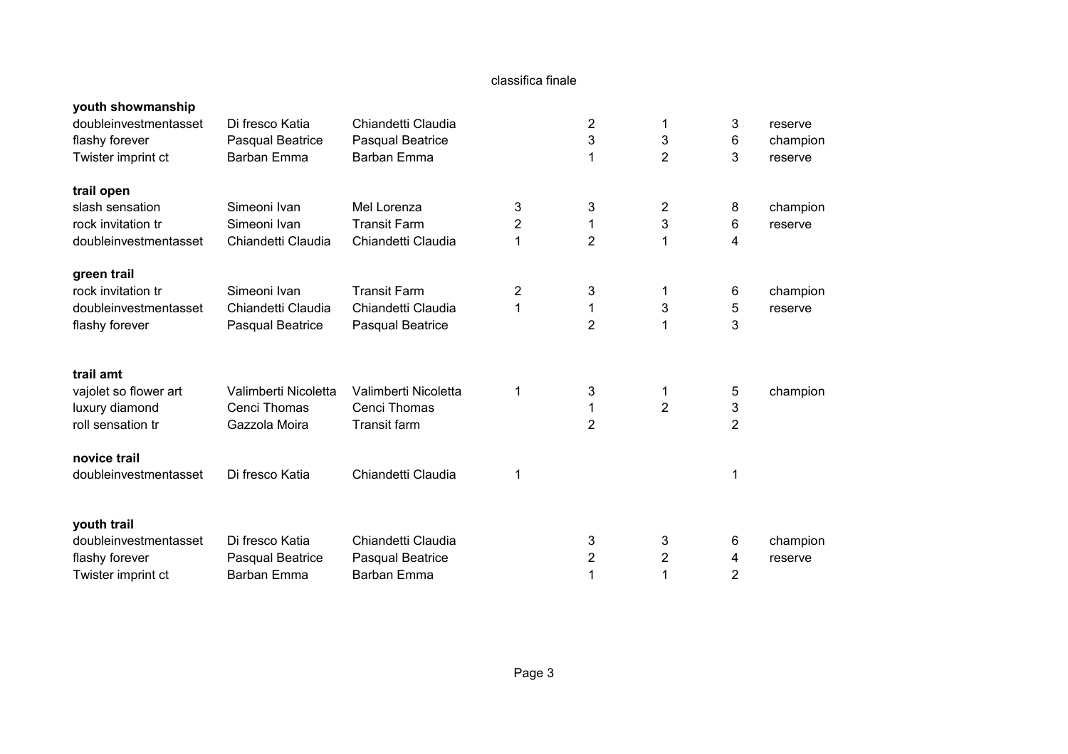classifica finale

**youth showmanship**

| | | | | | | | |
|---|---|---|---|---|---|---|---|
| doubleinvestmentasset | Di fresco Katia | Chiandetti Claudia | | 2 | 1 | 3 | reserve |
| flashy forever | Pasqual Beatrice | Pasqual Beatrice | | 3 | 3 | 6 | champion |
| Twister imprint ct | Barban Emma | Barban Emma | | 1 | 2 | 3 | reserve |

**trail open**

| | | | | | | | |
|---|---|---|---|---|---|---|---|
| slash sensation | Simeoni Ivan | Mel Lorenza | 3 | 3 | 2 | 8 | champion |
| rock invitation tr | Simeoni Ivan | Transit Farm | 2 | 1 | 3 | 6 | reserve |
| doubleinvestmentasset | Chiandetti Claudia | Chiandetti Claudia | 1 | 2 | 1 | 4 | |

**green trail**

| | | | | | | | |
|---|---|---|---|---|---|---|---|
| rock invitation tr | Simeoni Ivan | Transit Farm | 2 | 3 | 1 | 6 | champion |
| doubleinvestmentasset | Chiandetti Claudia | Chiandetti Claudia | 1 | 1 | 3 | 5 | reserve |
| flashy forever | Pasqual Beatrice | Pasqual Beatrice | | 2 | 1 | 3 | |

**trail amt**

| | | | | | | | |
|---|---|---|---|---|---|---|---|
| vajolet so flower art | Valimberti Nicoletta | Valimberti Nicoletta | 1 | 3 | 1 | 5 | champion |
| luxury diamond | Cenci Thomas | Cenci Thomas | | 1 | 2 | 3 | |
| roll sensation tr | Gazzola Moira | Transit farm | | 2 | | 2 | |

**novice trail**

| | | | | | | | |
|---|---|---|---|---|---|---|---|
| doubleinvestmentasset | Di fresco Katia | Chiandetti Claudia | 1 | | | 1 | |

**youth trail**

| | | | | | | | |
|---|---|---|---|---|---|---|---|
| doubleinvestmentasset | Di fresco Katia | Chiandetti Claudia | | 3 | 3 | 6 | champion |
| flashy forever | Pasqual Beatrice | Pasqual Beatrice | | 2 | 2 | 4 | reserve |
| Twister imprint ct | Barban Emma | Barban Emma | | 1 | 1 | 2 | |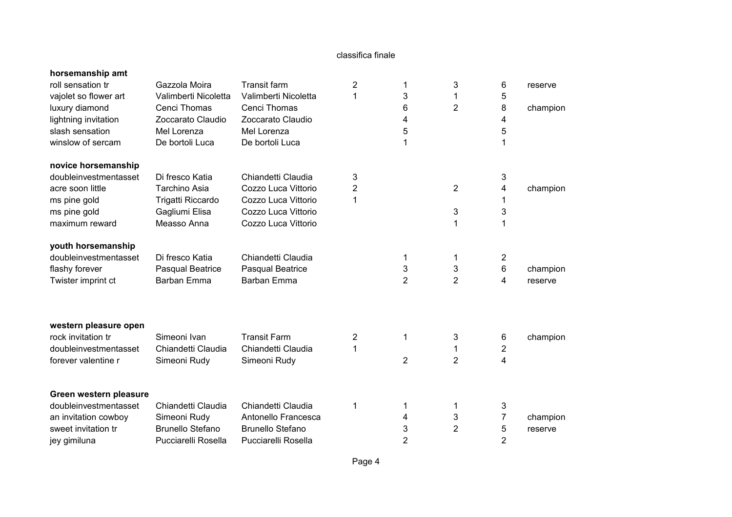classifica finale

**horsemanship amt**

| | | | | | | | |
|---|---|---|---|---|---|---|---|
| roll sensation tr | Gazzola Moira | Transit farm | 2 | 1 | 3 | 6 | reserve |
| vajolet so flower art | Valimberti Nicoletta | Valimberti Nicoletta | 1 | 3 | 1 | 5 | |
| luxury diamond | Cenci Thomas | Cenci Thomas | | 6 | 2 | 8 | champion |
| lightning invitation | Zoccarato Claudio | Zoccarato Claudio | | 4 | | 4 | |
| slash sensation | Mel Lorenza | Mel Lorenza | | 5 | | 5 | |
| winslow of sercam | De bortoli Luca | De bortoli Luca | | 1 | | 1 | |

**novice horsemanship**

| | | | | | | | |
|---|---|---|---|---|---|---|---|
| doubleinvestmentasset | Di fresco Katia | Chiandetti Claudia | 3 | | | 3 | |
| acre soon little | Tarchino Asia | Cozzo Luca Vittorio | 2 | | 2 | 4 | champion |
| ms pine gold | Trigatti Riccardo | Cozzo Luca Vittorio | 1 | | | 1 | |
| ms pine gold | Gagliumi Elisa | Cozzo Luca Vittorio | | | 3 | 3 | |
| maximum reward | Measso Anna | Cozzo Luca Vittorio | | | 1 | 1 | |

**youth horsemanship**

| | | | | | | | |
|---|---|---|---|---|---|---|---|
| doubleinvestmentasset | Di fresco Katia | Chiandetti Claudia | | 1 | 1 | 2 | |
| flashy forever | Pasqual Beatrice | Pasqual Beatrice | | 3 | 3 | 6 | champion |
| Twister imprint ct | Barban Emma | Barban Emma | | 2 | 2 | 4 | reserve |

**western pleasure open**

| | | | | | | | |
|---|---|---|---|---|---|---|---|
| rock invitation tr | Simeoni Ivan | Transit Farm | 2 | 1 | 3 | 6 | champion |
| doubleinvestmentasset | Chiandetti Claudia | Chiandetti Claudia | 1 | | 1 | 2 | |
| forever valentine r | Simeoni Rudy | Simeoni Rudy | | 2 | 2 | 4 | |

**Green western pleasure**

| | | | | | | | |
|---|---|---|---|---|---|---|---|
| doubleinvestmentasset | Chiandetti Claudia | Chiandetti Claudia | 1 | 1 | 1 | 3 | |
| an invitation cowboy | Simeoni Rudy | Antonello Francesca | | 4 | 3 | 7 | champion |
| sweet invitation tr | Brunello Stefano | Brunello Stefano | | 3 | 2 | 5 | reserve |
| jey gimiluna | Pucciarelli Rosella | Pucciarelli Rosella | | 2 | | 2 | |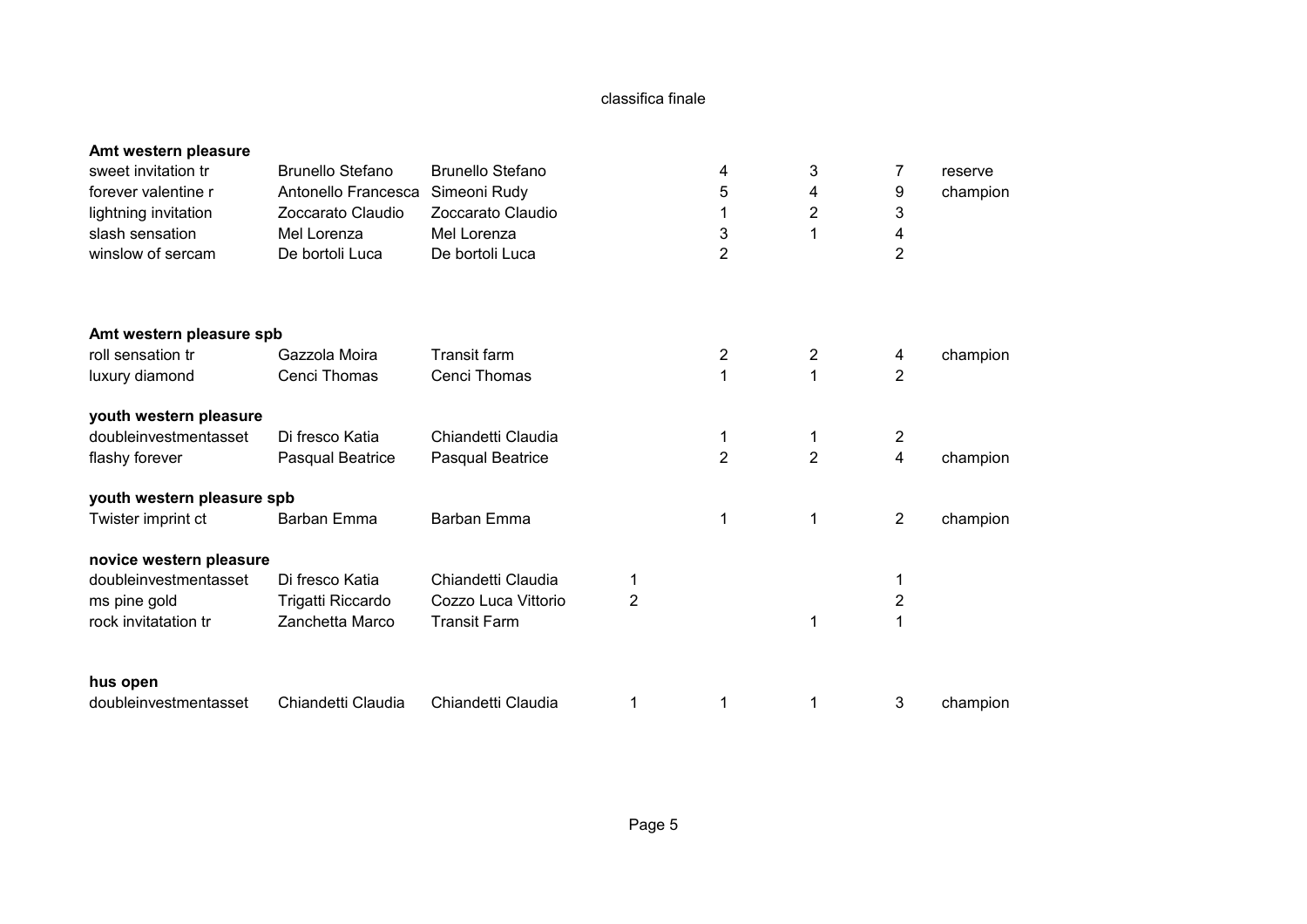classifica finale

**Amt western pleasure**

| | | | | | | | |
|---|---|---|---|---|---|---|---|
| sweet invitation tr | Brunello Stefano | Brunello Stefano | | 4 | 3 | 7 | reserve |
| forever valentine r | Antonello Francesca | Simeoni Rudy | | 5 | 4 | 9 | champion |
| lightning invitation | Zoccarato Claudio | Zoccarato Claudio | | 1 | 2 | 3 | |
| slash sensation | Mel Lorenza | Mel Lorenza | | 3 | 1 | 4 | |
| winslow of sercam | De bortoli Luca | De bortoli Luca | | 2 | | 2 | |

**Amt western pleasure spb**

| | | | | | | | |
|---|---|---|---|---|---|---|---|
| roll sensation tr | Gazzola Moira | Transit farm | | 2 | 2 | 4 | champion |
| luxury diamond | Cenci Thomas | Cenci Thomas | | 1 | 1 | 2 | |

**youth western pleasure**

| | | | | | | | |
|---|---|---|---|---|---|---|---|
| doubleinvestmentasset | Di fresco Katia | Chiandetti Claudia | | 1 | 1 | 2 | |
| flashy forever | Pasqual Beatrice | Pasqual Beatrice | | 2 | 2 | 4 | champion |

**youth western pleasure spb**

| | | | | | | | |
|---|---|---|---|---|---|---|---|
| Twister imprint ct | Barban Emma | Barban Emma | | 1 | 1 | 2 | champion |

**novice western pleasure**

| | | | | | | | |
|---|---|---|---|---|---|---|---|
| doubleinvestmentasset | Di fresco Katia | Chiandetti Claudia | 1 | | | 1 | |
| ms pine gold | Trigatti Riccardo | Cozzo Luca Vittorio | 2 | | | 2 | |
| rock invitatation tr | Zanchetta Marco | Transit Farm | | | 1 | 1 | |

**hus open**

| | | | | | | | |
|---|---|---|---|---|---|---|---|
| doubleinvestmentasset | Chiandetti Claudia | Chiandetti Claudia | 1 | 1 | 1 | 3 | champion |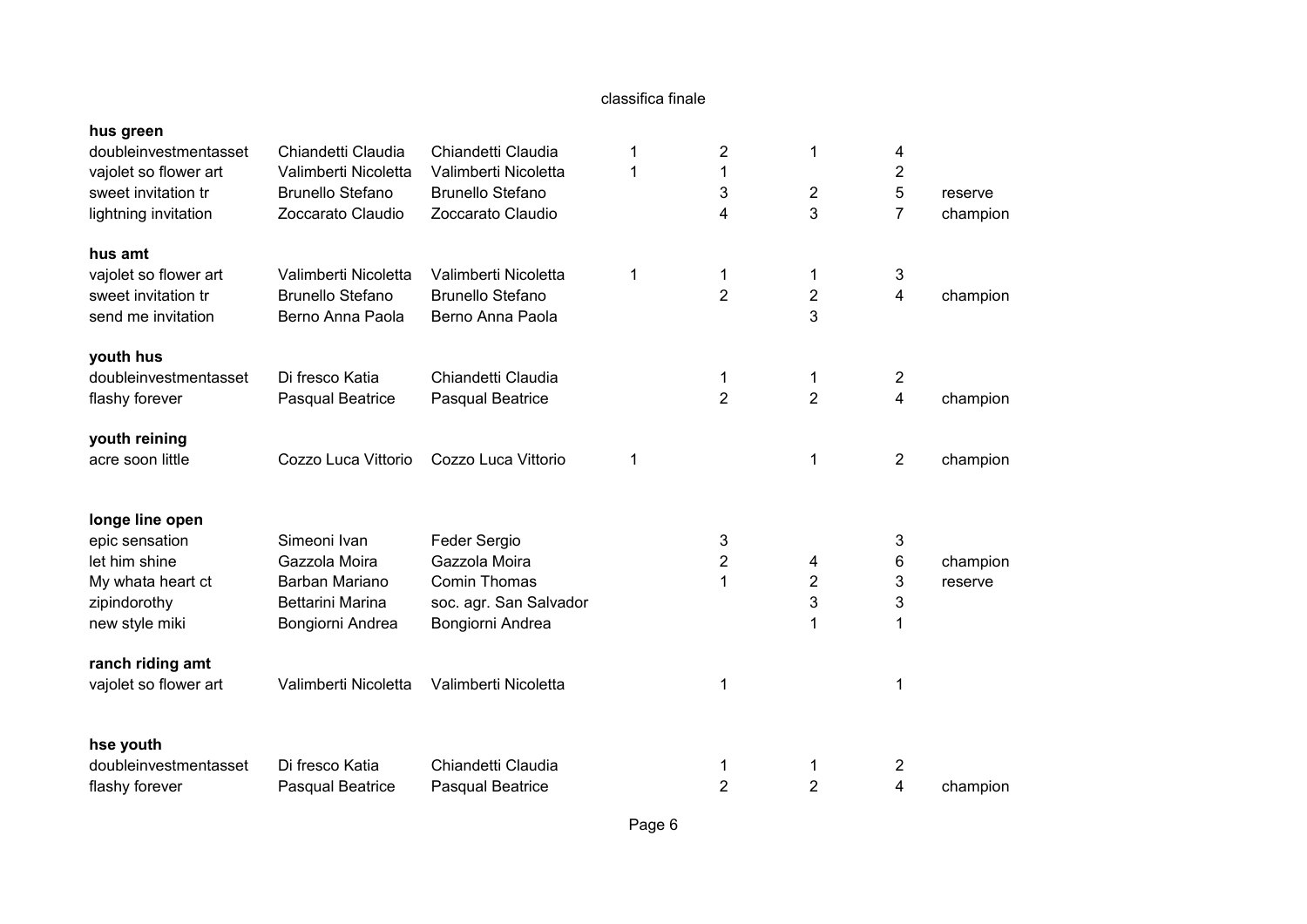classifica finale

**hus green**

| | | | | | | | |
|---|---|---|---|---|---|---|---|
| doubleinvestmentasset | Chiandetti Claudia | Chiandetti Claudia | 1 | 2 | 1 | 4 | |
| vajolet so flower art | Valimberti Nicoletta | Valimberti Nicoletta | 1 | 1 | | 2 | |
| sweet invitation tr | Brunello Stefano | Brunello Stefano | | 3 | 2 | 5 | reserve |
| lightning invitation | Zoccarato Claudio | Zoccarato Claudio | | 4 | 3 | 7 | champion |

**hus amt**

| | | | | | | | |
|---|---|---|---|---|---|---|---|
| vajolet so flower art | Valimberti Nicoletta | Valimberti Nicoletta | 1 | 1 | 1 | 3 | |
| sweet invitation tr | Brunello Stefano | Brunello Stefano | | 2 | 2 | 4 | champion |
| send me invitation | Berno Anna Paola | Berno Anna Paola | | | 3 | | |

**youth hus**

| | | | | | | | |
|---|---|---|---|---|---|---|---|
| doubleinvestmentasset | Di fresco Katia | Chiandetti Claudia | | 1 | 1 | 2 | |
| flashy forever | Pasqual Beatrice | Pasqual Beatrice | | 2 | 2 | 4 | champion |

**youth reining**

| | | | | | | | |
|---|---|---|---|---|---|---|---|
| acre soon little | Cozzo Luca Vittorio | Cozzo Luca Vittorio | 1 | | 1 | 2 | champion |

**longe line open**

| | | | | | | | |
|---|---|---|---|---|---|---|---|
| epic sensation | Simeoni Ivan | Feder Sergio | | 3 | | 3 | |
| let him shine | Gazzola Moira | Gazzola Moira | | 2 | 4 | 6 | champion |
| My whata heart ct | Barban Mariano | Comin Thomas | | 1 | 2 | 3 | reserve |
| zipindorothy | Bettarini Marina | soc. agr. San Salvador | | | 3 | 3 | |
| new style miki | Bongiorni Andrea | Bongiorni Andrea | | | 1 | 1 | |

**ranch riding amt**

| | | | | | | | |
|---|---|---|---|---|---|---|---|
| vajolet so flower art | Valimberti Nicoletta | Valimberti Nicoletta | | 1 | | 1 | |

**hse youth**

| | | | | | | | |
|---|---|---|---|---|---|---|---|
| doubleinvestmentasset | Di fresco Katia | Chiandetti Claudia | | 1 | 1 | 2 | |
| flashy forever | Pasqual Beatrice | Pasqual Beatrice | | 2 | 2 | 4 | champion |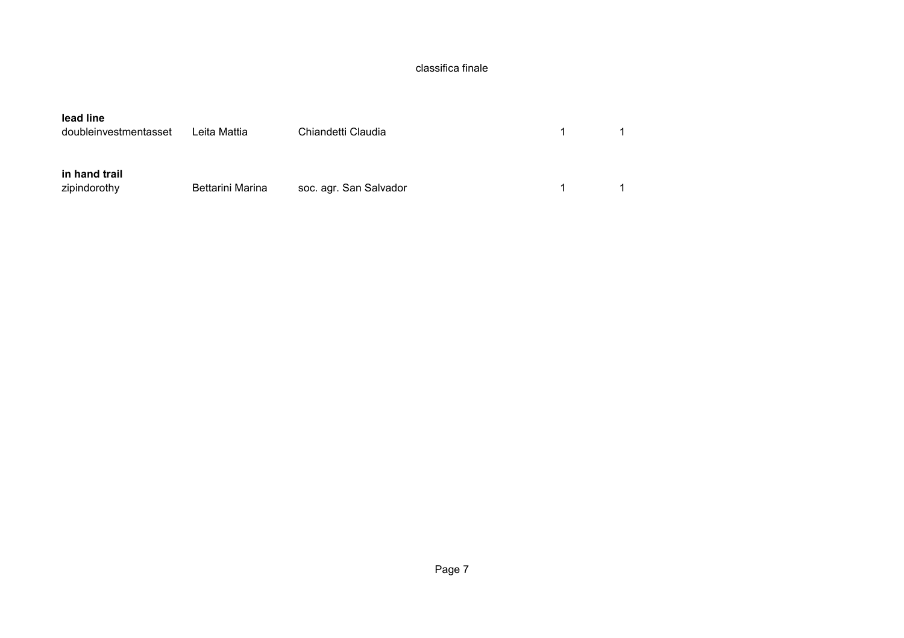classifica finale

**lead line**

| | | | | |
|---|---|---|---|---|
| doubleinvestmentasset | Leita Mattia | Chiandetti Claudia | 1 | 1 |

**in hand trail**

| | | | | |
|---|---|---|---|---|
| zipindorothy | Bettarini Marina | soc. agr. San Salvador | 1 | 1 |